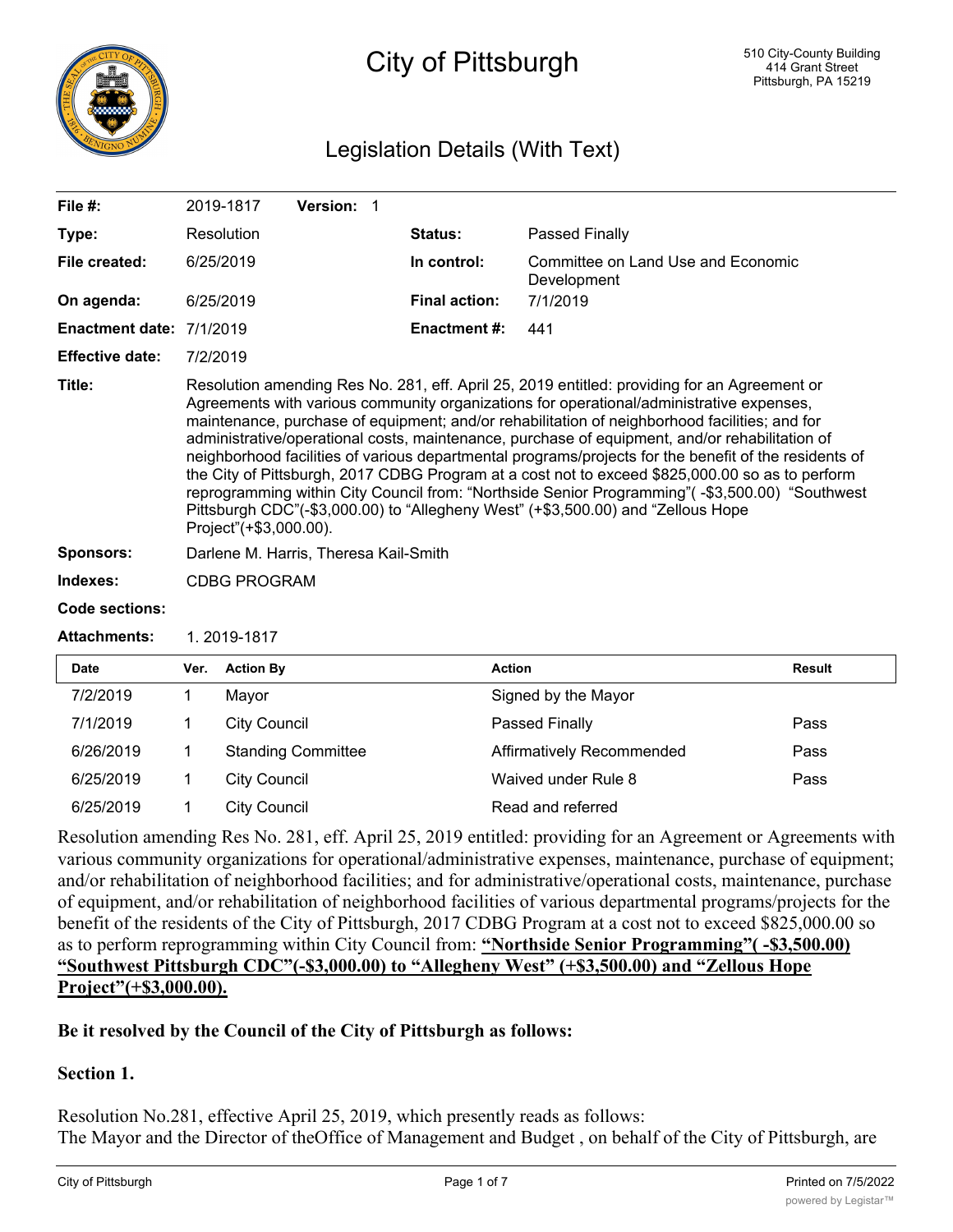# City of Pittsburgh

510 City-County Building
414 Grant Street
Pittsburgh, PA 15219

## Legislation Details (With Text)

| | | | |
|---|---|---|---|
| **File #:** | 2019-1817 **Version:** 1 | | |
| **Type:** | Resolution | **Status:** | Passed Finally |
| **File created:** | 6/25/2019 | **In control:** | Committee on Land Use and Economic Development |
| **On agenda:** | 6/25/2019 | **Final action:** | 7/1/2019 |
| **Enactment date:** | 7/1/2019 | **Enactment #:** | 441 |
| **Effective date:** | 7/2/2019 | | |

**Title:** Resolution amending Res No. 281, eff. April 25, 2019 entitled: providing for an Agreement or Agreements with various community organizations for operational/administrative expenses, maintenance, purchase of equipment; and/or rehabilitation of neighborhood facilities; and for administrative/operational costs, maintenance, purchase of equipment, and/or rehabilitation of neighborhood facilities of various departmental programs/projects for the benefit of the residents of the City of Pittsburgh, 2017 CDBG Program at a cost not to exceed $825,000.00 so as to perform reprogramming within City Council from: "Northside Senior Programming"( -$3,500.00) "Southwest Pittsburgh CDC"(-$3,000.00) to "Allegheny West" (+$3,500.00) and "Zellous Hope Project"(+$3,000.00).

**Sponsors:** Darlene M. Harris, Theresa Kail-Smith

**Indexes:** CDBG PROGRAM

**Code sections:**

**Attachments:** 1. 2019-1817

| Date | Ver. | Action By | Action | Result |
|---|---|---|---|---|
| 7/2/2019 | 1 | Mayor | Signed by the Mayor | |
| 7/1/2019 | 1 | City Council | Passed Finally | Pass |
| 6/26/2019 | 1 | Standing Committee | Affirmatively Recommended | Pass |
| 6/25/2019 | 1 | City Council | Waived under Rule 8 | Pass |
| 6/25/2019 | 1 | City Council | Read and referred | |

Resolution amending Res No. 281, eff. April 25, 2019 entitled: providing for an Agreement or Agreements with various community organizations for operational/administrative expenses, maintenance, purchase of equipment; and/or rehabilitation of neighborhood facilities; and for administrative/operational costs, maintenance, purchase of equipment, and/or rehabilitation of neighborhood facilities of various departmental programs/projects for the benefit of the residents of the City of Pittsburgh, 2017 CDBG Program at a cost not to exceed $825,000.00 so as to perform reprogramming within City Council from: **"Northside Senior Programming"( -$3,500.00) "Southwest Pittsburgh CDC"(-$3,000.00) to "Allegheny West" (+$3,500.00) and "Zellous Hope Project"(+$3,000.00).**

**Be it resolved by the Council of the City of Pittsburgh as follows:**

**Section 1.**

Resolution No.281, effective April 25, 2019, which presently reads as follows:
The Mayor and the Director of theOffice of Management and Budget , on behalf of the City of Pittsburgh, are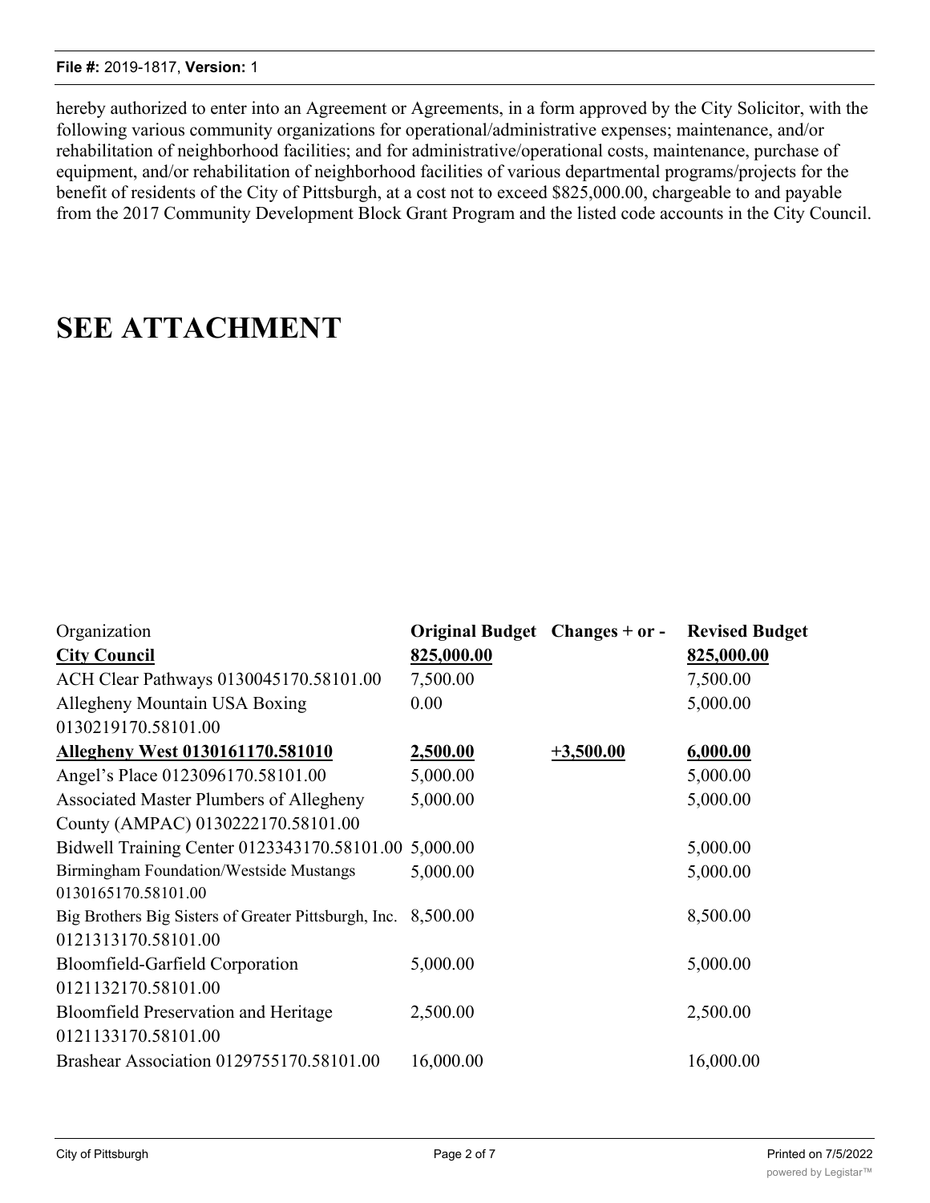hereby authorized to enter into an Agreement or Agreements, in a form approved by the City Solicitor, with the following various community organizations for operational/administrative expenses; maintenance, and/or rehabilitation of neighborhood facilities; and for administrative/operational costs, maintenance, purchase of equipment, and/or rehabilitation of neighborhood facilities of various departmental programs/projects for the benefit of residents of the City of Pittsburgh, at a cost not to exceed $825,000.00, chargeable to and payable from the 2017 Community Development Block Grant Program and the listed code accounts in the City Council.

# SEE ATTACHMENT

| Organization | **Original Budget** | **Changes + or -** | **Revised Budget** |
|---|---|---|---|
| **City Council** | **825,000.00** | | **825,000.00** |
| ACH Clear Pathways 0130045170.58101.00 | 7,500.00 | | 7,500.00 |
| Allegheny Mountain USA Boxing 0130219170.58101.00 | 0.00 | | 5,000.00 |
| **Allegheny West 0130161170.581010** | **2,500.00** | **+3,500.00** | **6,000.00** |
| Angel's Place 0123096170.58101.00 | 5,000.00 | | 5,000.00 |
| Associated Master Plumbers of Allegheny County (AMPAC) 0130222170.58101.00 | 5,000.00 | | 5,000.00 |
| Bidwell Training Center 0123343170.58101.00 | 5,000.00 | | 5,000.00 |
| Birmingham Foundation/Westside Mustangs 0130165170.58101.00 | 5,000.00 | | 5,000.00 |
| Big Brothers Big Sisters of Greater Pittsburgh, Inc. 0121313170.58101.00 | 8,500.00 | | 8,500.00 |
| Bloomfield-Garfield Corporation 0121132170.58101.00 | 5,000.00 | | 5,000.00 |
| Bloomfield Preservation and Heritage 0121133170.58101.00 | 2,500.00 | | 2,500.00 |
| Brashear Association 0129755170.58101.00 | 16,000.00 | | 16,000.00 |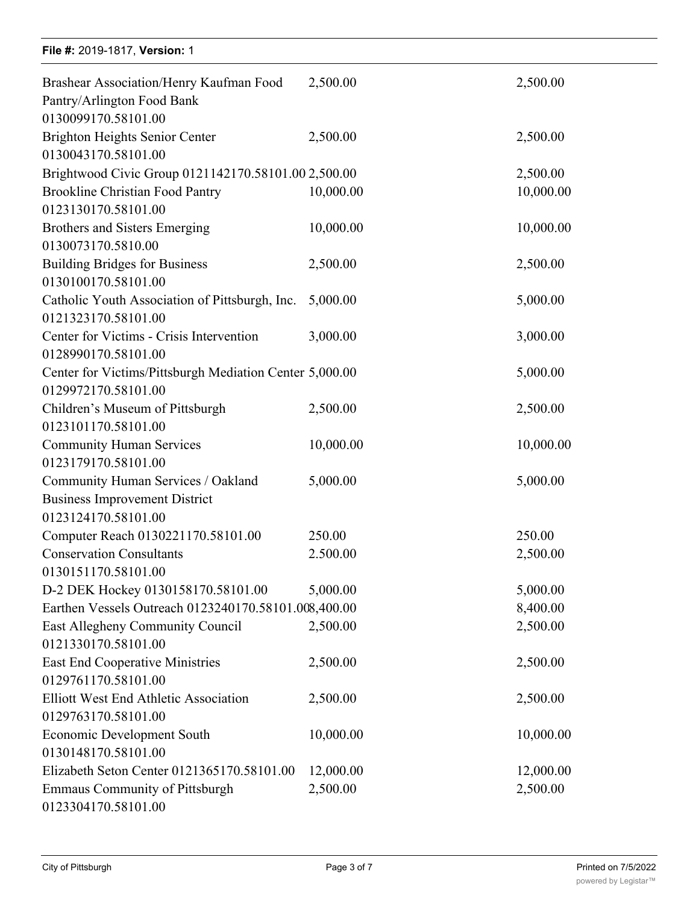| | | |
|---|---|---|
| Brashear Association/Henry Kaufman Food Pantry/Arlington Food Bank 0130099170.58101.00 | 2,500.00 | 2,500.00 |
| Brighton Heights Senior Center 0130043170.58101.00 | 2,500.00 | 2,500.00 |
| Brightwood Civic Group 0121142170.58101.00 | 2,500.00 | 2,500.00 |
| Brookline Christian Food Pantry 0123130170.58101.00 | 10,000.00 | 10,000.00 |
| Brothers and Sisters Emerging 0130073170.5810.00 | 10,000.00 | 10,000.00 |
| Building Bridges for Business 0130100170.58101.00 | 2,500.00 | 2,500.00 |
| Catholic Youth Association of Pittsburgh, Inc. 0121323170.58101.00 | 5,000.00 | 5,000.00 |
| Center for Victims - Crisis Intervention 0128990170.58101.00 | 3,000.00 | 3,000.00 |
| Center for Victims/Pittsburgh Mediation Center 0129972170.58101.00 | 5,000.00 | 5,000.00 |
| Children's Museum of Pittsburgh 0123101170.58101.00 | 2,500.00 | 2,500.00 |
| Community Human Services 0123179170.58101.00 | 10,000.00 | 10,000.00 |
| Community Human Services / Oakland Business Improvement District 0123124170.58101.00 | 5,000.00 | 5,000.00 |
| Computer Reach 0130221170.58101.00 | 250.00 | 250.00 |
| Conservation Consultants 0130151170.58101.00 | 2.500.00 | 2,500.00 |
| D-2 DEK Hockey 0130158170.58101.00 | 5,000.00 | 5,000.00 |
| Earthen Vessels Outreach 0123240170.58101.00 | 8,400.00 | 8,400.00 |
| East Allegheny Community Council 0121330170.58101.00 | 2,500.00 | 2,500.00 |
| East End Cooperative Ministries 0129761170.58101.00 | 2,500.00 | 2,500.00 |
| Elliott West End Athletic Association 0129763170.58101.00 | 2,500.00 | 2,500.00 |
| Economic Development South 0130148170.58101.00 | 10,000.00 | 10,000.00 |
| Elizabeth Seton Center 0121365170.58101.00 | 12,000.00 | 12,000.00 |
| Emmaus Community of Pittsburgh 0123304170.58101.00 | 2,500.00 | 2,500.00 |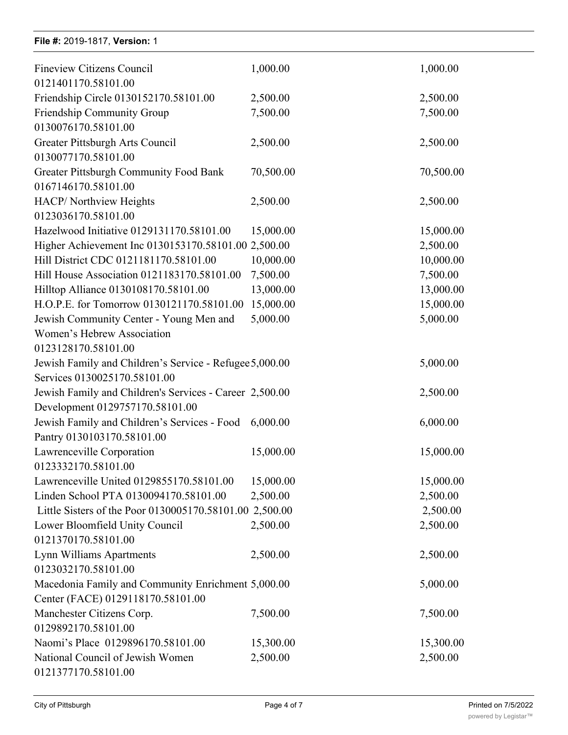| | | |
|---|---|---|
| Fineview Citizens Council 0121401170.58101.00 | 1,000.00 | 1,000.00 |
| Friendship Circle 0130152170.58101.00 | 2,500.00 | 2,500.00 |
| Friendship Community Group 0130076170.58101.00 | 7,500.00 | 7,500.00 |
| Greater Pittsburgh Arts Council 0130077170.58101.00 | 2,500.00 | 2,500.00 |
| Greater Pittsburgh Community Food Bank 0167146170.58101.00 | 70,500.00 | 70,500.00 |
| HACP/ Northview Heights 0123036170.58101.00 | 2,500.00 | 2,500.00 |
| Hazelwood Initiative 0129131170.58101.00 | 15,000.00 | 15,000.00 |
| Higher Achievement Inc 0130153170.58101.00 | 2,500.00 | 2,500.00 |
| Hill District CDC 0121181170.58101.00 | 10,000.00 | 10,000.00 |
| Hill House Association 0121183170.58101.00 | 7,500.00 | 7,500.00 |
| Hilltop Alliance 0130108170.58101.00 | 13,000.00 | 13,000.00 |
| H.O.P.E. for Tomorrow 0130121170.58101.00 | 15,000.00 | 15,000.00 |
| Jewish Community Center - Young Men and Women's Hebrew Association 0123128170.58101.00 | 5,000.00 | 5,000.00 |
| Jewish Family and Children's Service - Refugee Services 0130025170.58101.00 | 5,000.00 | 5,000.00 |
| Jewish Family and Children's Services - Career Development 0129757170.58101.00 | 2,500.00 | 2,500.00 |
| Jewish Family and Children's Services - Food Pantry 0130103170.58101.00 | 6,000.00 | 6,000.00 |
| Lawrenceville Corporation 0123332170.58101.00 | 15,000.00 | 15,000.00 |
| Lawrenceville United 0129855170.58101.00 | 15,000.00 | 15,000.00 |
| Linden School PTA 0130094170.58101.00 | 2,500.00 | 2,500.00 |
| Little Sisters of the Poor 0130005170.58101.00 | 2,500.00 | 2,500.00 |
| Lower Bloomfield Unity Council 0121370170.58101.00 | 2,500.00 | 2,500.00 |
| Lynn Williams Apartments 0123032170.58101.00 | 2,500.00 | 2,500.00 |
| Macedonia Family and Community Enrichment Center (FACE) 0129118170.58101.00 | 5,000.00 | 5,000.00 |
| Manchester Citizens Corp. 0129892170.58101.00 | 7,500.00 | 7,500.00 |
| Naomi's Place 0129896170.58101.00 | 15,300.00 | 15,300.00 |
| National Council of Jewish Women 0121377170.58101.00 | 2,500.00 | 2,500.00 |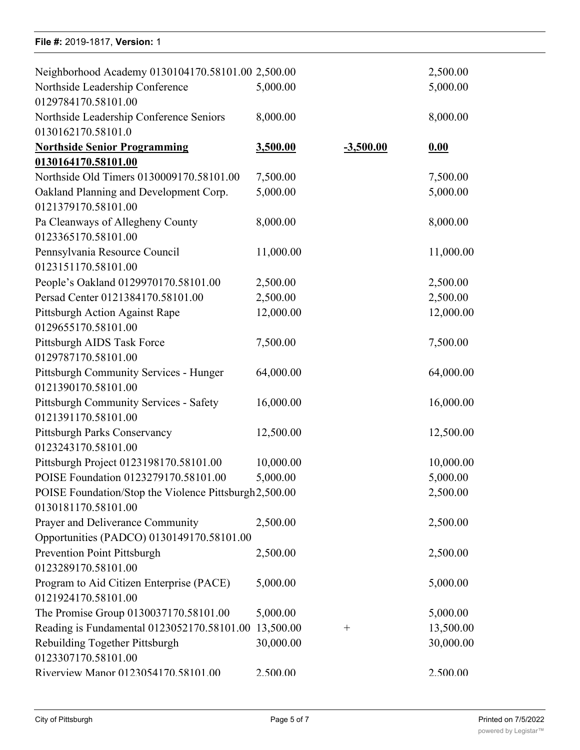| | | | |
|---|---|---|---|
| Neighborhood Academy 0130104170.58101.00 | 2,500.00 | | 2,500.00 |
| Northside Leadership Conference 0129784170.58101.00 | 5,000.00 | | 5,000.00 |
| Northside Leadership Conference Seniors 0130162170.58101.0 | 8,000.00 | | 8,000.00 |
| **Northside Senior Programming 0130164170.58101.00** | **3,500.00** | **-3,500.00** | **0.00** |
| Northside Old Timers 0130009170.58101.00 | 7,500.00 | | 7,500.00 |
| Oakland Planning and Development Corp. 0121379170.58101.00 | 5,000.00 | | 5,000.00 |
| Pa Cleanways of Allegheny County 0123365170.58101.00 | 8,000.00 | | 8,000.00 |
| Pennsylvania Resource Council 0123151170.58101.00 | 11,000.00 | | 11,000.00 |
| People's Oakland 0129970170.58101.00 | 2,500.00 | | 2,500.00 |
| Persad Center 0121384170.58101.00 | 2,500.00 | | 2,500.00 |
| Pittsburgh Action Against Rape 0129655170.58101.00 | 12,000.00 | | 12,000.00 |
| Pittsburgh AIDS Task Force 0129787170.58101.00 | 7,500.00 | | 7,500.00 |
| Pittsburgh Community Services - Hunger 0121390170.58101.00 | 64,000.00 | | 64,000.00 |
| Pittsburgh Community Services - Safety 0121391170.58101.00 | 16,000.00 | | 16,000.00 |
| Pittsburgh Parks Conservancy 0123243170.58101.00 | 12,500.00 | | 12,500.00 |
| Pittsburgh Project 0123198170.58101.00 | 10,000.00 | | 10,000.00 |
| POISE Foundation 0123279170.58101.00 | 5,000.00 | | 5,000.00 |
| POISE Foundation/Stop the Violence Pittsburgh 0130181170.58101.00 | 2,500.00 | | 2,500.00 |
| Prayer and Deliverance Community Opportunities (PADCO) 0130149170.58101.00 | 2,500.00 | | 2,500.00 |
| Prevention Point Pittsburgh 0123289170.58101.00 | 2,500.00 | | 2,500.00 |
| Program to Aid Citizen Enterprise (PACE) 0121924170.58101.00 | 5,000.00 | | 5,000.00 |
| The Promise Group 0130037170.58101.00 | 5,000.00 | | 5,000.00 |
| Reading is Fundamental 0123052170.58101.00 | 13,500.00 | + | 13,500.00 |
| Rebuilding Together Pittsburgh 0123307170.58101.00 | 30,000.00 | | 30,000.00 |
| Riverview Manor 0123054170.58101.00 | 2,500.00 | | 2,500.00 |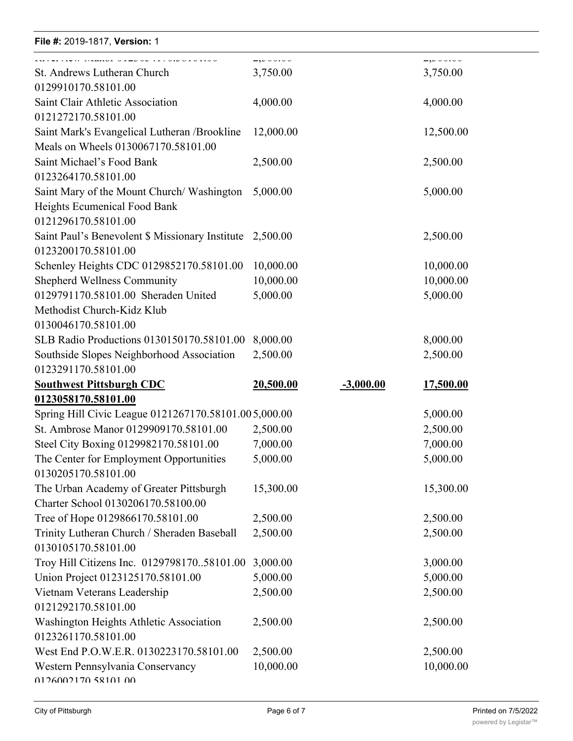| | | | |
|---|---|---|---|
| Riverview Manor 0123034170.58101.00 | 2,500.00 | | 2,500.00 |
| St. Andrews Lutheran Church 0129910170.58101.00 | 3,750.00 | | 3,750.00 |
| Saint Clair Athletic Association 0121272170.58101.00 | 4,000.00 | | 4,000.00 |
| Saint Mark's Evangelical Lutheran /Brookline Meals on Wheels 0130067170.58101.00 | 12,000.00 | | 12,500.00 |
| Saint Michael's Food Bank 0123264170.58101.00 | 2,500.00 | | 2,500.00 |
| Saint Mary of the Mount Church/ Washington Heights Ecumenical Food Bank 0121296170.58101.00 | 5,000.00 | | 5,000.00 |
| Saint Paul's Benevolent $ Missionary Institute 0123200170.58101.00 | 2,500.00 | | 2,500.00 |
| Schenley Heights CDC 0129852170.58101.00 | 10,000.00 | | 10,000.00 |
| Shepherd Wellness Community 0129791170.58101.00 | 10,000.00 | | 10,000.00 |
| Sheraden United Methodist Church-Kidz Klub 0130046170.58101.00 | 5,000.00 | | 5,000.00 |
| SLB Radio Productions 0130150170.58101.00 | 8,000.00 | | 8,000.00 |
| Southside Slopes Neighborhood Association 0123291170.58101.00 | 2,500.00 | | 2,500.00 |
| **Southwest Pittsburgh CDC 0123058170.58101.00** | **20,500.00** | **-3,000.00** | **17,500.00** |
| Spring Hill Civic League 0121267170.58101.00 | 5,000.00 | | 5,000.00 |
| St. Ambrose Manor 0129909170.58101.00 | 2,500.00 | | 2,500.00 |
| Steel City Boxing 0129982170.58101.00 | 7,000.00 | | 7,000.00 |
| The Center for Employment Opportunities 0130205170.58101.00 | 5,000.00 | | 5,000.00 |
| The Urban Academy of Greater Pittsburgh Charter School 0130206170.58100.00 | 15,300.00 | | 15,300.00 |
| Tree of Hope 0129866170.58101.00 | 2,500.00 | | 2,500.00 |
| Trinity Lutheran Church / Sheraden Baseball 0130105170.58101.00 | 2,500.00 | | 2,500.00 |
| Troy Hill Citizens Inc. 0129798170..58101.00 | 3,000.00 | | 3,000.00 |
| Union Project 0123125170.58101.00 | 5,000.00 | | 5,000.00 |
| Vietnam Veterans Leadership 0121292170.58101.00 | 2,500.00 | | 2,500.00 |
| Washington Heights Athletic Association 0123261170.58101.00 | 2,500.00 | | 2,500.00 |
| West End P.O.W.E.R. 0130223170.58101.00 | 2,500.00 | | 2,500.00 |
| Western Pennsylvania Conservancy 0126002170.58101.00 | 10,000.00 | | 10,000.00 |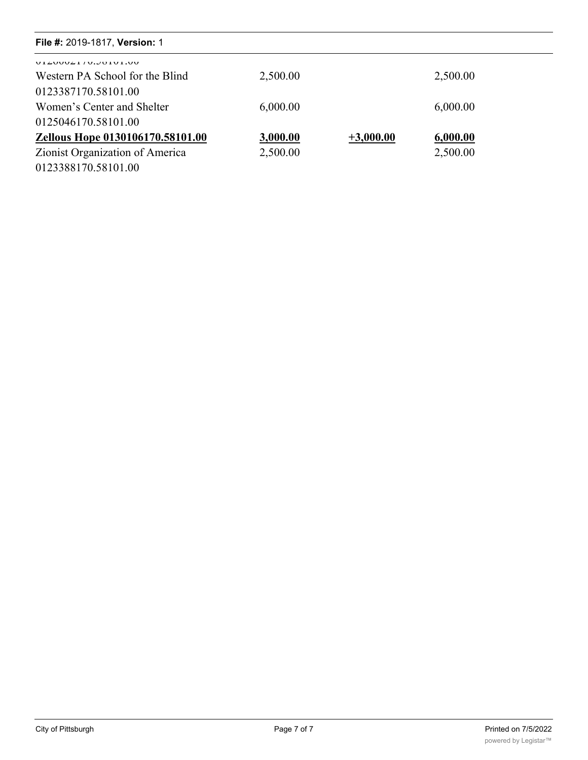| | | | |
|---|---|---|---|
| 0126002170.58101.00 | | | |
| Western PA School for the Blind 0123387170.58101.00 | 2,500.00 | | 2,500.00 |
| Women's Center and Shelter 0125046170.58101.00 | 6,000.00 | | 6,000.00 |
| **Zellous Hope 0130106170.58101.00** | **3,000.00** | **+3,000.00** | **6,000.00** |
| Zionist Organization of America 0123388170.58101.00 | 2,500.00 | | 2,500.00 |